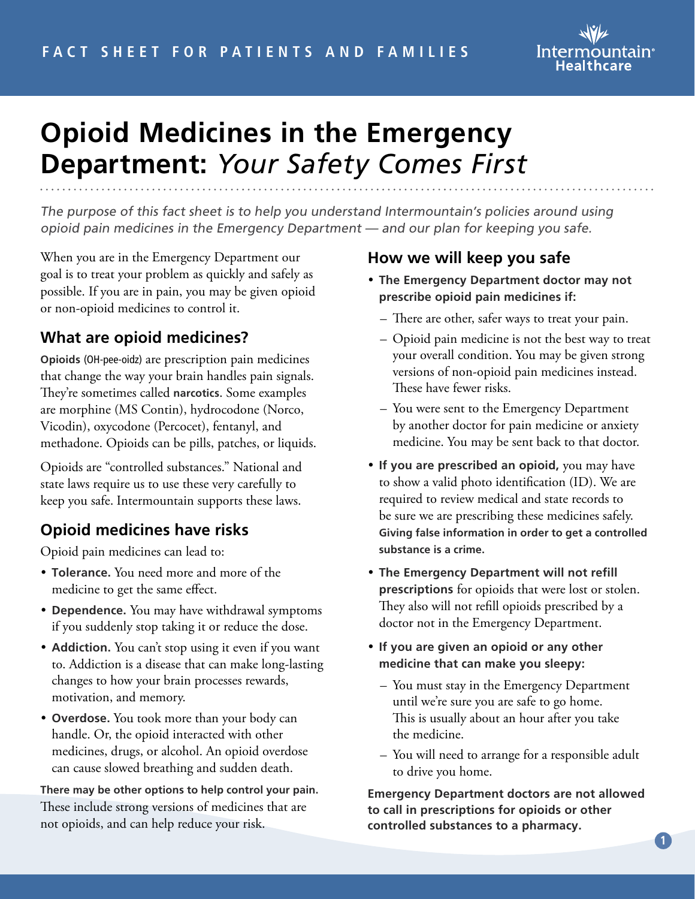FACT SHEET FOR PATIENTS AND FAMILIES

# Opioid Medicines in the Emergency Department: *Your Safety Comes First*

*The purpose of this fact sheet is to help you understand Intermountain's policies around using opioid pain medicines in the Emergency Department — and our plan for keeping you safe.*

When you are in the Emergency Department our goal is to treat your problem as quickly and safely as possible. If you are in pain, you may be given opioid or non-opioid medicines to control it.

## What are opioid medicines?

**Opioids** (OH-pee-oidz) are prescription pain medicines that change the way your brain handles pain signals. They're sometimes called **narcotics**. Some examples are morphine (MS Contin), hydrocodone (Norco, Vicodin), oxycodone (Percocet), fentanyl, and methadone. Opioids can be pills, patches, or liquids.

Opioids are "controlled substances." National and state laws require us to use these very carefully to keep you safe. Intermountain supports these laws.

## Opioid medicines have risks

Opioid pain medicines can lead to:

- **Tolerance.** You need more and more of the medicine to get the same effect.
- **Dependence.** You may have withdrawal symptoms if you suddenly stop taking it or reduce the dose.
- **Addiction.** You can't stop using it even if you want to. Addiction is a disease that can make long-lasting changes to how your brain processes rewards, motivation, and memory.
- **Overdose.** You took more than your body can handle. Or, the opioid interacted with other medicines, drugs, or alcohol. An opioid overdose can cause slowed breathing and sudden death.

**There may be other options to help control your pain.** These include strong versions of medicines that are not opioids, and can help reduce your risk.

## How we will keep you safe

- **The Emergency Department doctor may not prescribe opioid pain medicines if:**
  - There are other, safer ways to treat your pain.
  - Opioid pain medicine is not the best way to treat your overall condition. You may be given strong versions of non-opioid pain medicines instead. These have fewer risks.
  - You were sent to the Emergency Department by another doctor for pain medicine or anxiety medicine. You may be sent back to that doctor.
- **If you are prescribed an opioid,** you may have to show a valid photo identification (ID). We are required to review medical and state records to be sure we are prescribing these medicines safely. **Giving false information in order to get a controlled substance is a crime.**
- **The Emergency Department will not refill prescriptions** for opioids that were lost or stolen. They also will not refill opioids prescribed by a doctor not in the Emergency Department.
- **If you are given an opioid or any other medicine that can make you sleepy:**
  - You must stay in the Emergency Department until we're sure you are safe to go home. This is usually about an hour after you take the medicine.
  - You will need to arrange for a responsible adult to drive you home.

**Emergency Department doctors are not allowed to call in prescriptions for opioids or other controlled substances to a pharmacy.**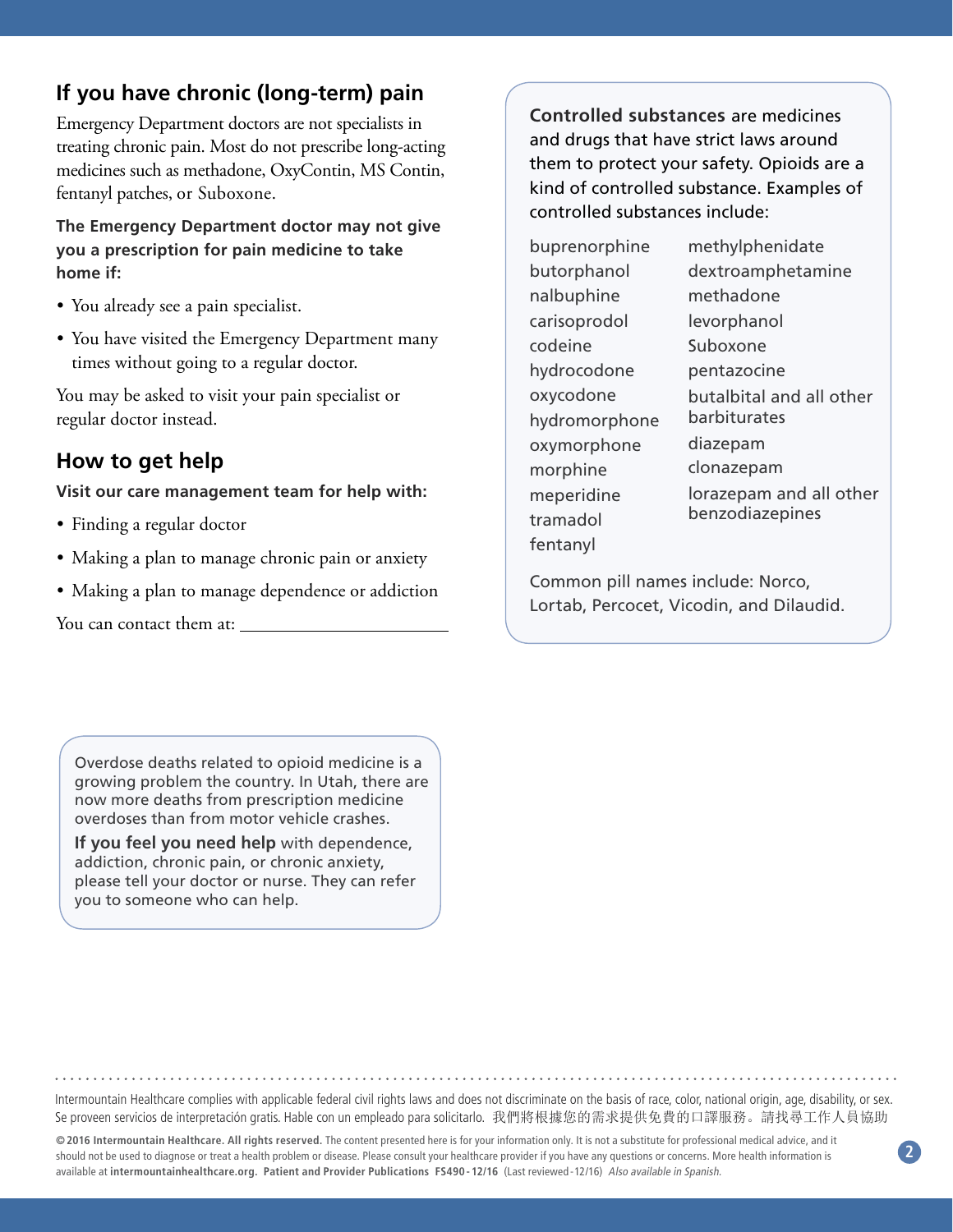## If you have chronic (long-term) pain

Emergency Department doctors are not specialists in treating chronic pain. Most do not prescribe long-acting medicines such as methadone, OxyContin, MS Contin, fentanyl patches, or Suboxone.

**The Emergency Department doctor may not give you a prescription for pain medicine to take home if:**

- You already see a pain specialist.
- You have visited the Emergency Department many times without going to a regular doctor.

You may be asked to visit your pain specialist or regular doctor instead.

## How to get help

**Visit our care management team for help with:**

- Finding a regular doctor
- Making a plan to manage chronic pain or anxiety
- Making a plan to manage dependence or addiction

You can contact them at: ______________________

Overdose deaths related to opioid medicine is a growing problem the country. In Utah, there are now more deaths from prescription medicine overdoses than from motor vehicle crashes.

**If you feel you need help** with dependence, addiction, chronic pain, or chronic anxiety, please tell your doctor or nurse. They can refer you to someone who can help.

**Controlled substances** are medicines and drugs that have strict laws around them to protect your safety. Opioids are a kind of controlled substance. Examples of controlled substances include:

- buprenorphine
- butorphanol
- nalbuphine
- carisoprodol
- codeine
- hydrocodone
- oxycodone
- hydromorphone
- oxymorphone
- morphine
- meperidine
- tramadol
- fentanyl
- methylphenidate
- dextroamphetamine
- methadone
- levorphanol
- Suboxone
- pentazocine
- butalbital and all other barbiturates
- diazepam
- clonazepam
- lorazepam and all other benzodiazepines

Common pill names include: Norco, Lortab, Percocet, Vicodin, and Dilaudid.

Intermountain Healthcare complies with applicable federal civil rights laws and does not discriminate on the basis of race, color, national origin, age, disability, or sex. Se proveen servicios de interpretación gratis. Hable con un empleado para solicitarlo. 我們將根據您的需求提供免費的口譯服務。請找尋工作人員協助

**© 2016 Intermountain Healthcare. All rights reserved.** The content presented here is for your information only. It is not a substitute for professional medical advice, and it should not be used to diagnose or treat a health problem or disease. Please consult your healthcare provider if you have any questions or concerns. More health information is available at **intermountainhealthcare.org. Patient and Provider Publications FS490 - 12/16** (Last reviewed - 12/16) *Also available in Spanish.*